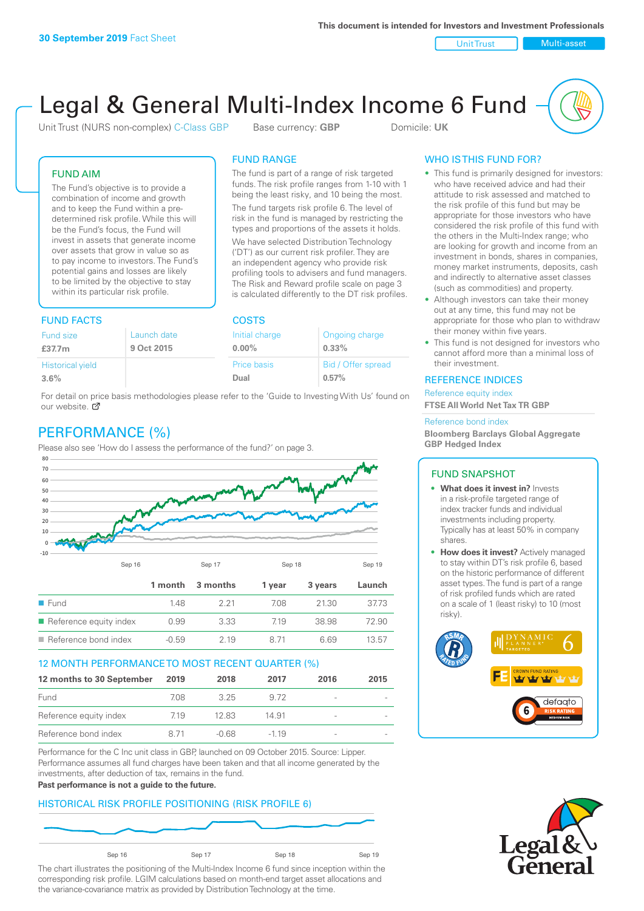30 September 2019 Fact Sheet

This document is intended for Investors and Investment Professionals

Unit Trust | Multi-asset

# Legal & General Multi-Index Income 6 Fund

Unit Trust (NURS non-complex) C-Class GBP | Base currency: **GBP** | Domicile: **UK**

## FUND AIM

The Fund's objective is to provide a combination of income and growth and to keep the Fund within a pre-determined risk profile. While this will be the Fund's focus, the Fund will invest in assets that generate income over assets that grow in value so as to pay income to investors. The Fund's potential gains and losses are likely to be limited by the objective to stay within its particular risk profile.

## FUND RANGE

The fund is part of a range of risk targeted funds. The risk profile ranges from 1-10 with 1 being the least risky, and 10 being the most.

The fund targets risk profile 6. The level of risk in the fund is managed by restricting the types and proportions of the assets it holds.

We have selected Distribution Technology ('DT') as our current risk profiler. They are an independent agency who provide risk profiling tools to advisers and fund managers. The Risk and Reward profile scale on page 3 is calculated differently to the DT risk profiles.

## FUND FACTS

| Fund size | Launch date |
|---|---|
| **£37.7m** | **9 Oct 2015** |
| Historical yield | |
| **3.6%** | |

## COSTS

| Initial charge | Ongoing charge |
|---|---|
| **0.00%** | **0.33%** |
| Price basis | Bid / Offer spread |
| **Dual** | **0.57%** |

For detail on price basis methodologies please refer to the 'Guide to Investing With Us' found on our website.

## WHO IS THIS FUND FOR?

- This fund is primarily designed for investors: who have received advice and had their attitude to risk assessed and matched to the risk profile of this fund but may be appropriate for those investors who have considered the risk profile of this fund with the others in the Multi-Index range; who are looking for growth and income from an investment in bonds, shares in companies, money market instruments, deposits, cash and indirectly to alternative asset classes (such as commodities) and property.
- Although investors can take their money out at any time, this fund may not be appropriate for those who plan to withdraw their money within five years.
- This fund is not designed for investors who cannot afford more than a minimal loss of their investment.

## REFERENCE INDICES

Reference equity index
**FTSE All World Net Tax TR GBP**

Reference bond index
**Bloomberg Barclays Global Aggregate GBP Hedged Index**

## PERFORMANCE (%)

Please also see 'How do I assess the performance of the fund?' on page 3.

| | 1 month | 3 months | 1 year | 3 years | Launch |
|---|---|---|---|---|---|
| Fund | 1.48 | 2.21 | 7.08 | 21.30 | 37.73 |
| Reference equity index | 0.99 | 3.33 | 7.19 | 38.98 | 72.90 |
| Reference bond index | -0.59 | 2.19 | 8.71 | 6.69 | 13.57 |

## 12 MONTH PERFORMANCE TO MOST RECENT QUARTER (%)

| 12 months to 30 September | 2019 | 2018 | 2017 | 2016 | 2015 |
|---|---|---|---|---|---|
| Fund | 7.08 | 3.25 | 9.72 | - | - |
| Reference equity index | 7.19 | 12.83 | 14.91 | - | - |
| Reference bond index | 8.71 | -0.68 | -1.19 | - | - |

Performance for the C Inc unit class in GBP, launched on 09 October 2015. Source: Lipper. Performance assumes all fund charges have been taken and that all income generated by the investments, after deduction of tax, remains in the fund.

**Past performance is not a guide to the future.**

## FUND SNAPSHOT

- **What does it invest in?** Invests in a risk-profile targeted range of index tracker funds and individual investments including property. Typically has at least 50% in company shares.
- **How does it invest?** Actively managed to stay within DT's risk profile 6, based on the historic performance of different asset types. The fund is part of a range of risk profiled funds which are rated on a scale of 1 (least risky) to 10 (most risky).

## HISTORICAL RISK PROFILE POSITIONING (RISK PROFILE 6)

The chart illustrates the positioning of the Multi-Index Income 6 fund since inception within the corresponding risk profile. LGIM calculations based on month-end target asset allocations and the variance-covariance matrix as provided by Distribution Technology at the time.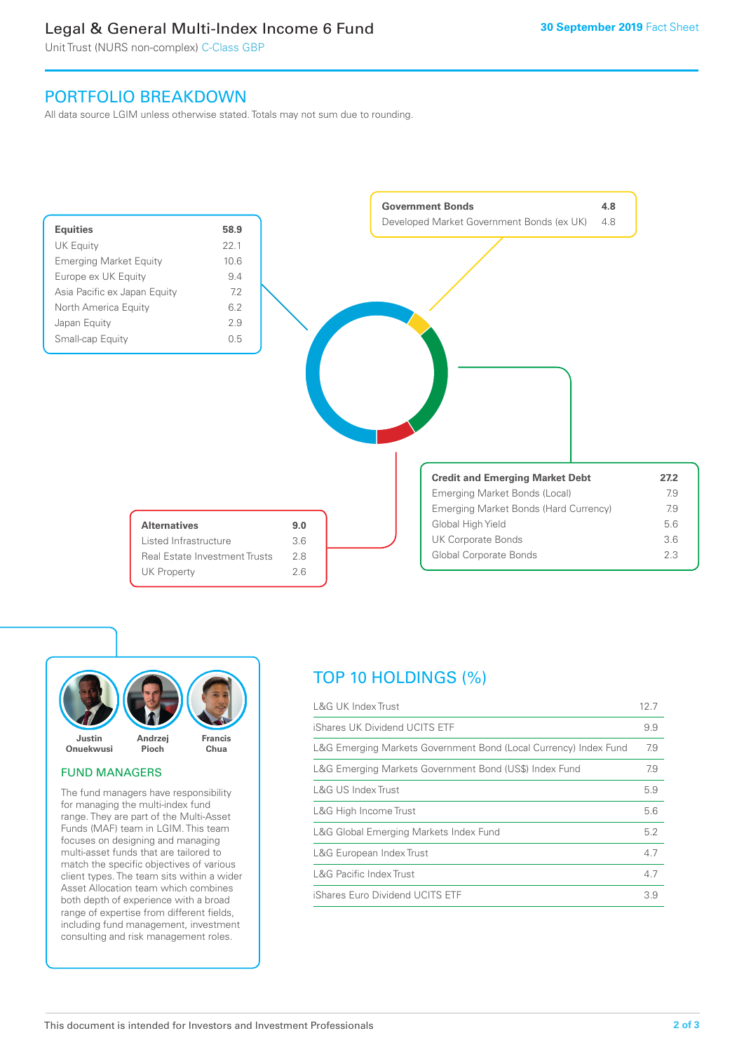# Legal & General Multi-Index Income 6 Fund

Unit Trust (NURS non-complex) C-Class GBP

30 September 2019 Fact Sheet

## PORTFOLIO BREAKDOWN

All data source LGIM unless otherwise stated. Totals may not sum due to rounding.

| Equities | 58.9 |
|---|---|
| UK Equity | 22.1 |
| Emerging Market Equity | 10.6 |
| Europe ex UK Equity | 9.4 |
| Asia Pacific ex Japan Equity | 7.2 |
| North America Equity | 6.2 |
| Japan Equity | 2.9 |
| Small-cap Equity | 0.5 |

| Government Bonds | 4.8 |
|---|---|
| Developed Market Government Bonds (ex UK) | 4.8 |

| Credit and Emerging Market Debt | 27.2 |
|---|---|
| Emerging Market Bonds (Local) | 7.9 |
| Emerging Market Bonds (Hard Currency) | 7.9 |
| Global High Yield | 5.6 |
| UK Corporate Bonds | 3.6 |
| Global Corporate Bonds | 2.3 |

| Alternatives | 9.0 |
|---|---|
| Listed Infrastructure | 3.6 |
| Real Estate Investment Trusts | 2.8 |
| UK Property | 2.6 |

Justin Onuekwusi, Andrzej Pioch, Francis Chua

### FUND MANAGERS

The fund managers have responsibility for managing the multi-index fund range. They are part of the Multi-Asset Funds (MAF) team in LGIM. This team focuses on designing and managing multi-asset funds that are tailored to match the specific objectives of various client types. The team sits within a wider Asset Allocation team which combines both depth of experience with a broad range of expertise from different fields, including fund management, investment consulting and risk management roles.

## TOP 10 HOLDINGS (%)

| Holding | % |
|---|---|
| L&G UK Index Trust | 12.7 |
| iShares UK Dividend UCITS ETF | 9.9 |
| L&G Emerging Markets Government Bond (Local Currency) Index Fund | 7.9 |
| L&G Emerging Markets Government Bond (US$) Index Fund | 7.9 |
| L&G US Index Trust | 5.9 |
| L&G High Income Trust | 5.6 |
| L&G Global Emerging Markets Index Fund | 5.2 |
| L&G European Index Trust | 4.7 |
| L&G Pacific Index Trust | 4.7 |
| iShares Euro Dividend UCITS ETF | 3.9 |

This document is intended for Investors and Investment Professionals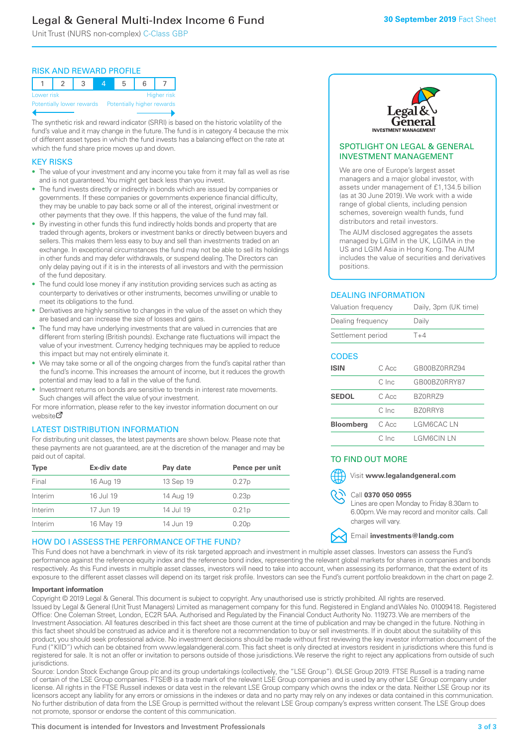# Legal & General Multi-Index Income 6 Fund

Unit Trust (NURS non-complex) C-Class GBP

**30 September 2019** Fact Sheet

## RISK AND REWARD PROFILE

| 1 | 2 | 3 | 4 | 5 | 6 | 7 |
|---|---|---|---|---|---|---|

Lower risk — Higher risk

Potentially lower rewards — Potentially higher rewards

The synthetic risk and reward indicator (SRRI) is based on the historic volatility of the fund's value and it may change in the future. The fund is in category 4 because the mix of different asset types in which the fund invests has a balancing effect on the rate at which the fund share price moves up and down.

## KEY RISKS

- The value of your investment and any income you take from it may fall as well as rise and is not guaranteed. You might get back less than you invest.
- The fund invests directly or indirectly in bonds which are issued by companies or governments. If these companies or governments experience financial difficulty, they may be unable to pay back some or all of the interest, original investment or other payments that they owe. If this happens, the value of the fund may fall.
- By investing in other funds this fund indirectly holds bonds and property that are traded through agents, brokers or investment banks or directly between buyers and sellers. This makes them less easy to buy and sell than investments traded on an exchange. In exceptional circumstances the fund may not be able to sell its holdings in other funds and may defer withdrawals, or suspend dealing. The Directors can only delay paying out if it is in the interests of all investors and with the permission of the fund depositary.
- The fund could lose money if any institution providing services such as acting as counterparty to derivatives or other instruments, becomes unwilling or unable to meet its obligations to the fund.
- Derivatives are highly sensitive to changes in the value of the asset on which they are based and can increase the size of losses and gains.
- The fund may have underlying investments that are valued in currencies that are different from sterling (British pounds). Exchange rate fluctuations will impact the value of your investment. Currency hedging techniques may be applied to reduce this impact but may not entirely eliminate it.
- We may take some or all of the ongoing charges from the fund's capital rather than the fund's income. This increases the amount of income, but it reduces the growth potential and may lead to a fall in the value of the fund.
- Investment returns on bonds are sensitive to trends in interest rate movements. Such changes will affect the value of your investment.

For more information, please refer to the key investor information document on our website

## LATEST DISTRIBUTION INFORMATION

For distributing unit classes, the latest payments are shown below. Please note that these payments are not guaranteed, are at the discretion of the manager and may be paid out of capital.

| Type | Ex-div date | Pay date | Pence per unit |
|---|---|---|---|
| Final | 16 Aug 19 | 13 Sep 19 | 0.27p |
| Interim | 16 Jul 19 | 14 Aug 19 | 0.23p |
| Interim | 17 Jun 19 | 14 Jul 19 | 0.21p |
| Interim | 16 May 19 | 14 Jun 19 | 0.20p |

## SPOTLIGHT ON LEGAL & GENERAL INVESTMENT MANAGEMENT

We are one of Europe's largest asset managers and a major global investor, with assets under management of £1,134.5 billion (as at 30 June 2019). We work with a wide range of global clients, including pension schemes, sovereign wealth funds, fund distributors and retail investors.

The AUM disclosed aggregates the assets managed by LGIM in the UK, LGIMA in the US and LGIM Asia in Hong Kong. The AUM includes the value of securities and derivatives positions.

## DEALING INFORMATION

| | |
|---|---|
| Valuation frequency | Daily, 3pm (UK time) |
| Dealing frequency | Daily |
| Settlement period | T+4 |

## CODES

| | | |
|---|---|---|
| **ISIN** | C Acc | GB00BZ0RRZ94 |
| | C Inc | GB00BZ0RRY87 |
| **SEDOL** | C Acc | BZ0RRZ9 |
| | C Inc | BZ0RRY8 |
| **Bloomberg** | C Acc | LGM6CAC LN |
| | C Inc | LGM6CIN LN |

## TO FIND OUT MORE

Visit **www.legalandgeneral.com**

Call **0370 050 0955**
Lines are open Monday to Friday 8.30am to 6.00pm. We may record and monitor calls. Call charges will vary.

Email **investments@landg.com**

## HOW DO I ASSESS THE PERFORMANCE OF THE FUND?

This Fund does not have a benchmark in view of its risk targeted approach and investment in multiple asset classes. Investors can assess the Fund's performance against the reference equity index and the reference bond index, representing the relevant global markets for shares in companies and bonds respectively. As this Fund invests in multiple asset classes, investors will need to take into account, when assessing its performance, that the extent of its exposure to the different asset classes will depend on its target risk profile. Investors can see the Fund's current portfolio breakdown in the chart on page 2.

### Important information

Copyright © 2019 Legal & General. This document is subject to copyright. Any unauthorised use is strictly prohibited. All rights are reserved.

Issued by Legal & General (Unit Trust Managers) Limited as management company for this fund. Registered in England and Wales No. 01009418. Registered Office: One Coleman Street, London, EC2R 5AA. Authorised and Regulated by the Financial Conduct Authority No. 119273. We are members of the Investment Association. All features described in this fact sheet are those current at the time of publication and may be changed in the future. Nothing in this fact sheet should be construed as advice and it is therefore not a recommendation to buy or sell investments. If in doubt about the suitability of this product, you should seek professional advice. No investment decisions should be made without first reviewing the key investor information document of the Fund ("KIID") which can be obtained from www.legalandgeneral.com. This fact sheet is only directed at investors resident in jurisdictions where this fund is registered for sale. It is not an offer or invitation to persons outside of those jurisdictions. We reserve the right to reject any applications from outside of such jurisdictions.

Source: London Stock Exchange Group plc and its group undertakings (collectively, the "LSE Group"). ©LSE Group 2019. FTSE Russell is a trading name of certain of the LSE Group companies. FTSE® is a trade mark of the relevant LSE Group companies and is used by any other LSE Group company under license. All rights in the FTSE Russell indexes or data vest in the relevant LSE Group company which owns the index or the data. Neither LSE Group nor its licensors accept any liability for any errors or omissions in the indexes or data and no party may rely on any indexes or data contained in this communication. No further distribution of data from the LSE Group is permitted without the relevant LSE Group company's express written consent. The LSE Group does not promote, sponsor or endorse the content of this communication.

This document is intended for Investors and Investment Professionals